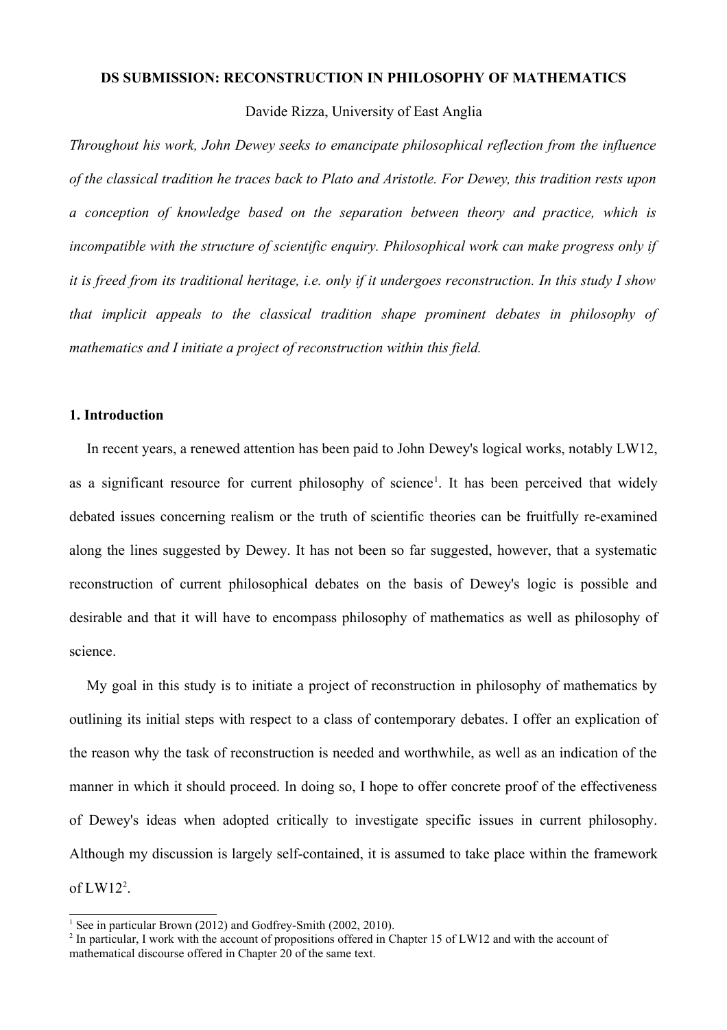**DS SUBMISSION: RECONSTRUCTION IN PHILOSOPHY OF MATHEMATICS**

Davide Rizza, University of East Anglia

*Throughout his work, John Dewey seeks to emancipate philosophical reflection from the influence of the classical tradition he traces back to Plato and Aristotle. For Dewey, this tradition rests upon a conception of knowledge based on the separation between theory and practice, which is incompatible with the structure of scientific enquiry. Philosophical work can make progress only if it is freed from its traditional heritage, i.e. only if it undergoes reconstruction. In this study I show that implicit appeals to the classical tradition shape prominent debates in philosophy of mathematics and I initiate a project of reconstruction within this field.*

## 1. Introduction

In recent years, a renewed attention has been paid to John Dewey's logical works, notably LW12, as a significant resource for current philosophy of science[1]. It has been perceived that widely debated issues concerning realism or the truth of scientific theories can be fruitfully re-examined along the lines suggested by Dewey. It has not been so far suggested, however, that a systematic reconstruction of current philosophical debates on the basis of Dewey's logic is possible and desirable and that it will have to encompass philosophy of mathematics as well as philosophy of science.

My goal in this study is to initiate a project of reconstruction in philosophy of mathematics by outlining its initial steps with respect to a class of contemporary debates. I offer an explication of the reason why the task of reconstruction is needed and worthwhile, as well as an indication of the manner in which it should proceed. In doing so, I hope to offer concrete proof of the effectiveness of Dewey's ideas when adopted critically to investigate specific issues in current philosophy. Although my discussion is largely self-contained, it is assumed to take place within the framework of LW12[2].

[1] See in particular Brown (2012) and Godfrey-Smith (2002, 2010).

[2] In particular, I work with the account of propositions offered in Chapter 15 of LW12 and with the account of mathematical discourse offered in Chapter 20 of the same text.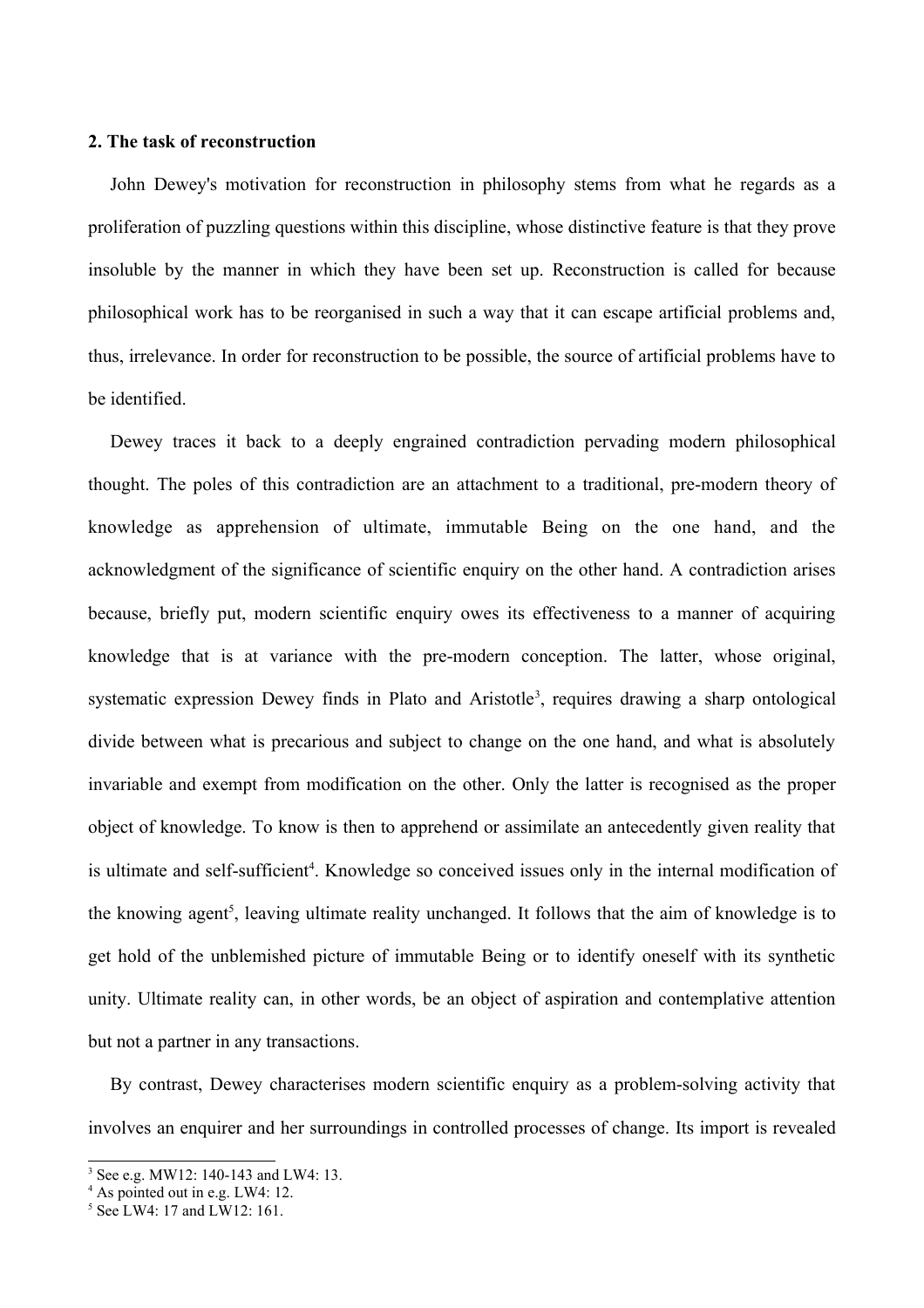## 2. The task of reconstruction

John Dewey's motivation for reconstruction in philosophy stems from what he regards as a proliferation of puzzling questions within this discipline, whose distinctive feature is that they prove insoluble by the manner in which they have been set up. Reconstruction is called for because philosophical work has to be reorganised in such a way that it can escape artificial problems and, thus, irrelevance. In order for reconstruction to be possible, the source of artificial problems have to be identified.

Dewey traces it back to a deeply engrained contradiction pervading modern philosophical thought. The poles of this contradiction are an attachment to a traditional, pre-modern theory of knowledge as apprehension of ultimate, immutable Being on the one hand, and the acknowledgment of the significance of scientific enquiry on the other hand. A contradiction arises because, briefly put, modern scientific enquiry owes its effectiveness to a manner of acquiring knowledge that is at variance with the pre-modern conception. The latter, whose original, systematic expression Dewey finds in Plato and Aristotle[3], requires drawing a sharp ontological divide between what is precarious and subject to change on the one hand, and what is absolutely invariable and exempt from modification on the other. Only the latter is recognised as the proper object of knowledge. To know is then to apprehend or assimilate an antecedently given reality that is ultimate and self-sufficient[4]. Knowledge so conceived issues only in the internal modification of the knowing agent[5], leaving ultimate reality unchanged. It follows that the aim of knowledge is to get hold of the unblemished picture of immutable Being or to identify oneself with its synthetic unity. Ultimate reality can, in other words, be an object of aspiration and contemplative attention but not a partner in any transactions.

By contrast, Dewey characterises modern scientific enquiry as a problem-solving activity that involves an enquirer and her surroundings in controlled processes of change. Its import is revealed

---

[3] See e.g. MW12: 140-143 and LW4: 13.

[4] As pointed out in e.g. LW4: 12.

[5] See LW4: 17 and LW12: 161.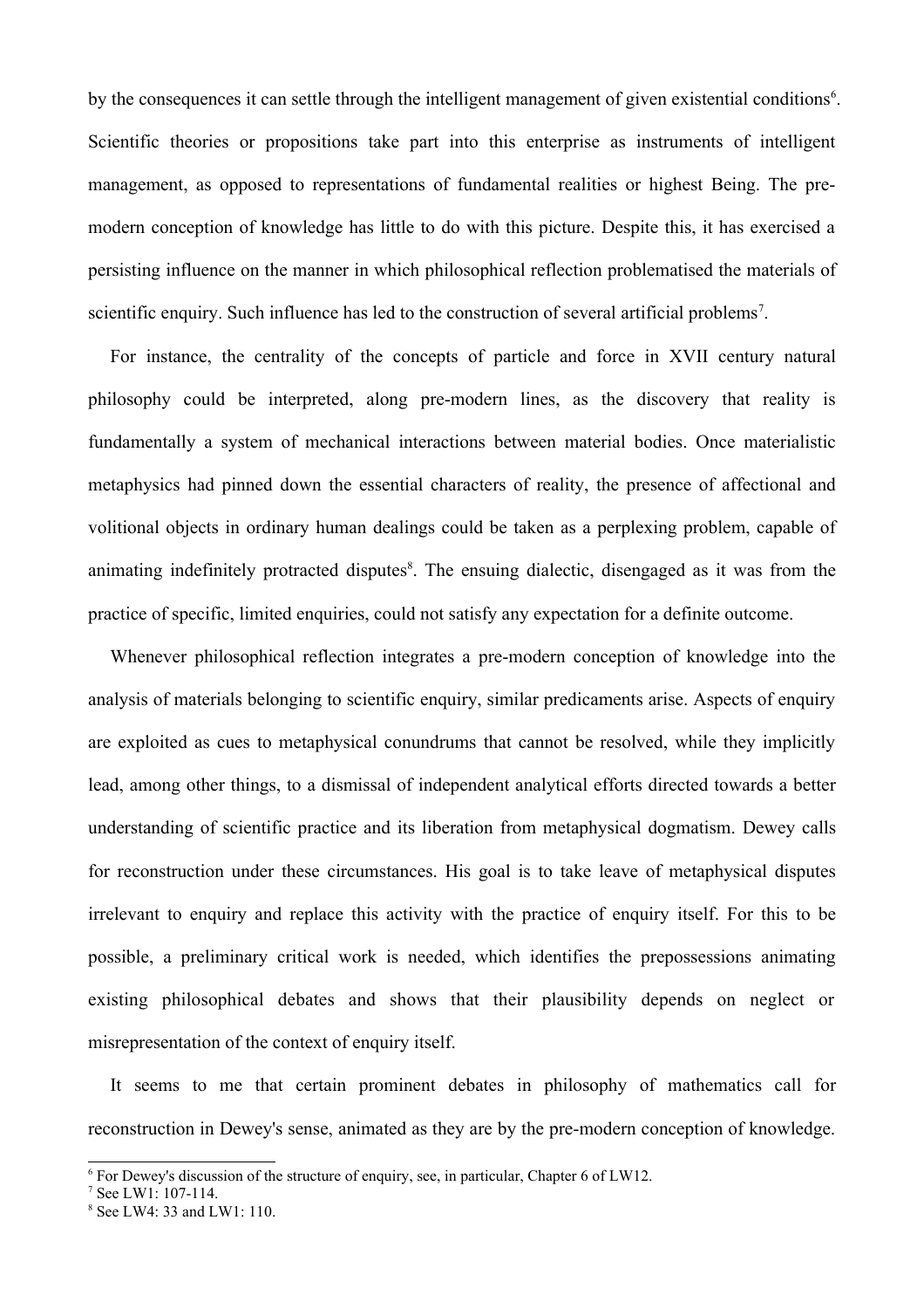by the consequences it can settle through the intelligent management of given existential conditions[6]. Scientific theories or propositions take part into this enterprise as instruments of intelligent management, as opposed to representations of fundamental realities or highest Being. The pre-modern conception of knowledge has little to do with this picture. Despite this, it has exercised a persisting influence on the manner in which philosophical reflection problematised the materials of scientific enquiry. Such influence has led to the construction of several artificial problems[7].

For instance, the centrality of the concepts of particle and force in XVII century natural philosophy could be interpreted, along pre-modern lines, as the discovery that reality is fundamentally a system of mechanical interactions between material bodies. Once materialistic metaphysics had pinned down the essential characters of reality, the presence of affectional and volitional objects in ordinary human dealings could be taken as a perplexing problem, capable of animating indefinitely protracted disputes[8]. The ensuing dialectic, disengaged as it was from the practice of specific, limited enquiries, could not satisfy any expectation for a definite outcome.

Whenever philosophical reflection integrates a pre-modern conception of knowledge into the analysis of materials belonging to scientific enquiry, similar predicaments arise. Aspects of enquiry are exploited as cues to metaphysical conundrums that cannot be resolved, while they implicitly lead, among other things, to a dismissal of independent analytical efforts directed towards a better understanding of scientific practice and its liberation from metaphysical dogmatism. Dewey calls for reconstruction under these circumstances. His goal is to take leave of metaphysical disputes irrelevant to enquiry and replace this activity with the practice of enquiry itself. For this to be possible, a preliminary critical work is needed, which identifies the prepossessions animating existing philosophical debates and shows that their plausibility depends on neglect or misrepresentation of the context of enquiry itself.

It seems to me that certain prominent debates in philosophy of mathematics call for reconstruction in Dewey's sense, animated as they are by the pre-modern conception of knowledge.

---

[6] For Dewey's discussion of the structure of enquiry, see, in particular, Chapter 6 of LW12.

[7] See LW1: 107-114.

[8] See LW4: 33 and LW1: 110.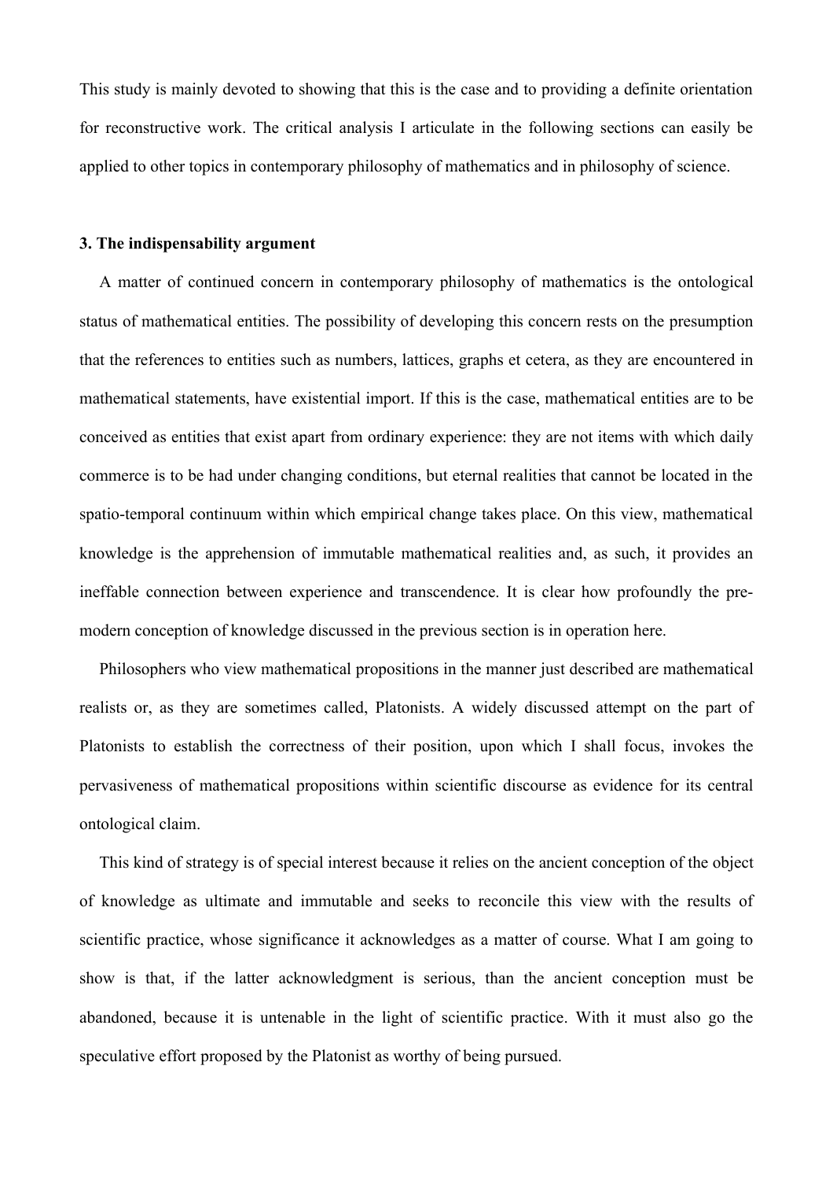This study is mainly devoted to showing that this is the case and to providing a definite orientation for reconstructive work. The critical analysis I articulate in the following sections can easily be applied to other topics in contemporary philosophy of mathematics and in philosophy of science.

### 3. The indispensability argument

A matter of continued concern in contemporary philosophy of mathematics is the ontological status of mathematical entities. The possibility of developing this concern rests on the presumption that the references to entities such as numbers, lattices, graphs et cetera, as they are encountered in mathematical statements, have existential import. If this is the case, mathematical entities are to be conceived as entities that exist apart from ordinary experience: they are not items with which daily commerce is to be had under changing conditions, but eternal realities that cannot be located in the spatio-temporal continuum within which empirical change takes place. On this view, mathematical knowledge is the apprehension of immutable mathematical realities and, as such, it provides an ineffable connection between experience and transcendence. It is clear how profoundly the pre-modern conception of knowledge discussed in the previous section is in operation here.

Philosophers who view mathematical propositions in the manner just described are mathematical realists or, as they are sometimes called, Platonists. A widely discussed attempt on the part of Platonists to establish the correctness of their position, upon which I shall focus, invokes the pervasiveness of mathematical propositions within scientific discourse as evidence for its central ontological claim.

This kind of strategy is of special interest because it relies on the ancient conception of the object of knowledge as ultimate and immutable and seeks to reconcile this view with the results of scientific practice, whose significance it acknowledges as a matter of course. What I am going to show is that, if the latter acknowledgment is serious, than the ancient conception must be abandoned, because it is untenable in the light of scientific practice. With it must also go the speculative effort proposed by the Platonist as worthy of being pursued.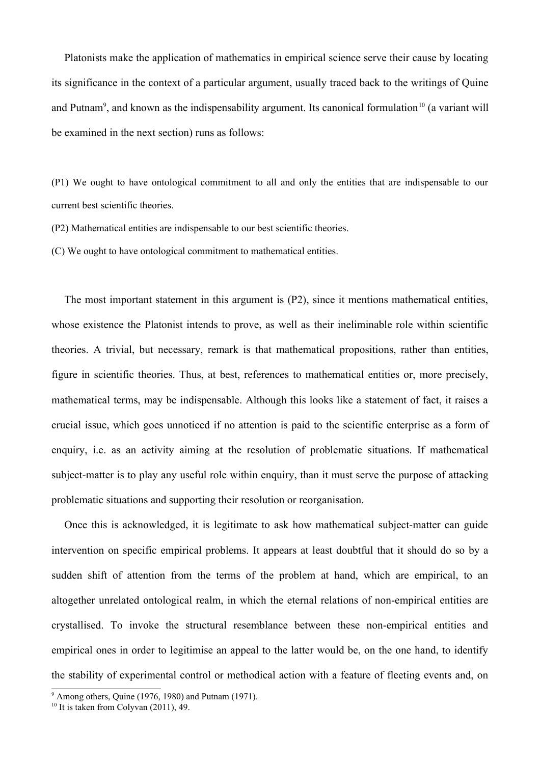Platonists make the application of mathematics in empirical science serve their cause by locating its significance in the context of a particular argument, usually traced back to the writings of Quine and Putnam[9], and known as the indispensability argument. Its canonical formulation[10] (a variant will be examined in the next section) runs as follows:

(P1) We ought to have ontological commitment to all and only the entities that are indispensable to our current best scientific theories.

(P2) Mathematical entities are indispensable to our best scientific theories.

(C) We ought to have ontological commitment to mathematical entities.

The most important statement in this argument is (P2), since it mentions mathematical entities, whose existence the Platonist intends to prove, as well as their ineliminable role within scientific theories. A trivial, but necessary, remark is that mathematical propositions, rather than entities, figure in scientific theories. Thus, at best, references to mathematical entities or, more precisely, mathematical terms, may be indispensable. Although this looks like a statement of fact, it raises a crucial issue, which goes unnoticed if no attention is paid to the scientific enterprise as a form of enquiry, i.e. as an activity aiming at the resolution of problematic situations. If mathematical subject-matter is to play any useful role within enquiry, than it must serve the purpose of attacking problematic situations and supporting their resolution or reorganisation.

Once this is acknowledged, it is legitimate to ask how mathematical subject-matter can guide intervention on specific empirical problems. It appears at least doubtful that it should do so by a sudden shift of attention from the terms of the problem at hand, which are empirical, to an altogether unrelated ontological realm, in which the eternal relations of non-empirical entities are crystallised. To invoke the structural resemblance between these non-empirical entities and empirical ones in order to legitimise an appeal to the latter would be, on the one hand, to identify the stability of experimental control or methodical action with a feature of fleeting events and, on

[9] Among others, Quine (1976, 1980) and Putnam (1971).

[10] It is taken from Colyvan (2011), 49.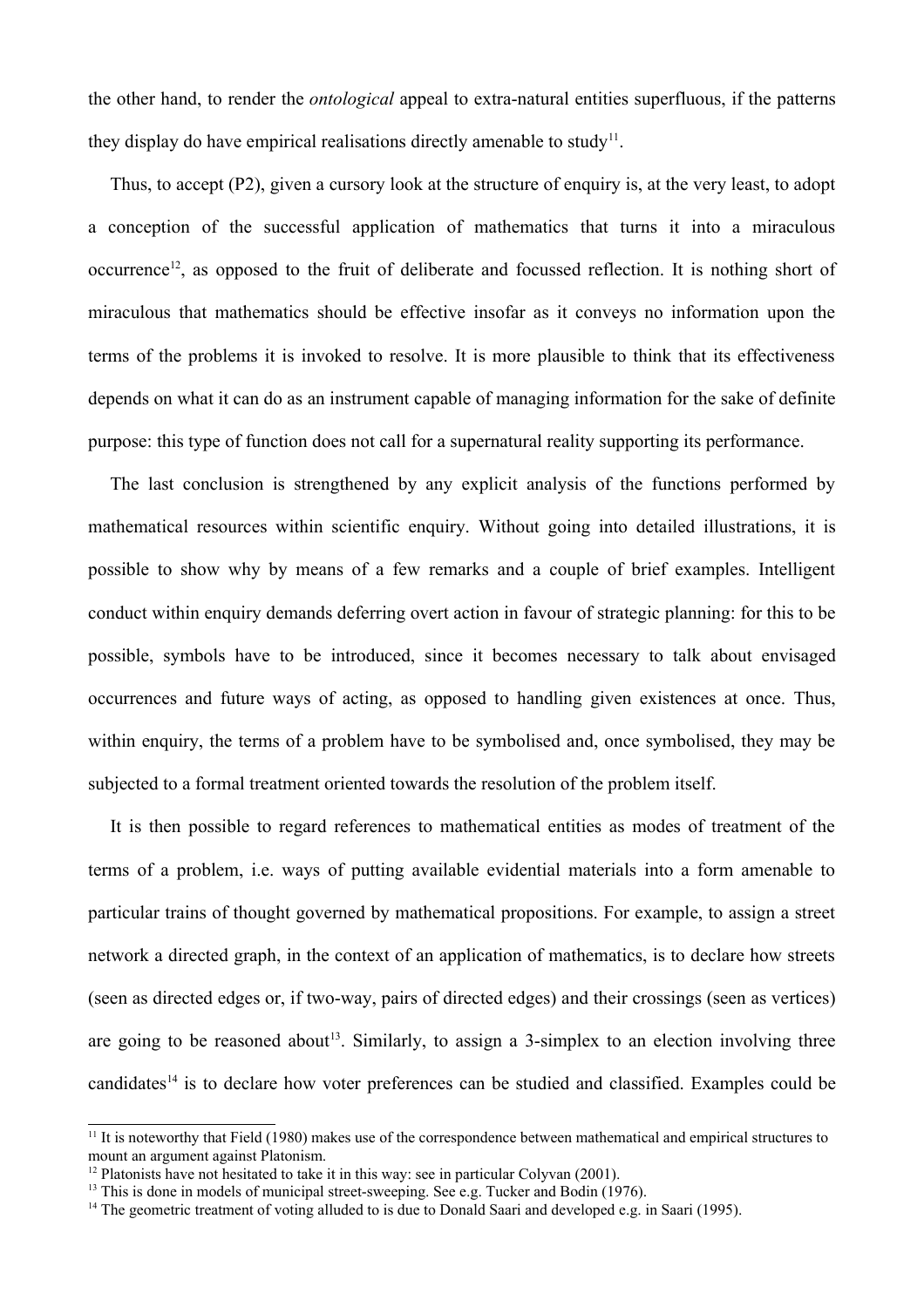the other hand, to render the *ontological* appeal to extra-natural entities superfluous, if the patterns they display do have empirical realisations directly amenable to study[11].

Thus, to accept (P2), given a cursory look at the structure of enquiry is, at the very least, to adopt a conception of the successful application of mathematics that turns it into a miraculous occurrence[12], as opposed to the fruit of deliberate and focussed reflection. It is nothing short of miraculous that mathematics should be effective insofar as it conveys no information upon the terms of the problems it is invoked to resolve. It is more plausible to think that its effectiveness depends on what it can do as an instrument capable of managing information for the sake of definite purpose: this type of function does not call for a supernatural reality supporting its performance.

The last conclusion is strengthened by any explicit analysis of the functions performed by mathematical resources within scientific enquiry. Without going into detailed illustrations, it is possible to show why by means of a few remarks and a couple of brief examples. Intelligent conduct within enquiry demands deferring overt action in favour of strategic planning: for this to be possible, symbols have to be introduced, since it becomes necessary to talk about envisaged occurrences and future ways of acting, as opposed to handling given existences at once. Thus, within enquiry, the terms of a problem have to be symbolised and, once symbolised, they may be subjected to a formal treatment oriented towards the resolution of the problem itself.

It is then possible to regard references to mathematical entities as modes of treatment of the terms of a problem, i.e. ways of putting available evidential materials into a form amenable to particular trains of thought governed by mathematical propositions. For example, to assign a street network a directed graph, in the context of an application of mathematics, is to declare how streets (seen as directed edges or, if two-way, pairs of directed edges) and their crossings (seen as vertices) are going to be reasoned about[13]. Similarly, to assign a 3-simplex to an election involving three candidates[14] is to declare how voter preferences can be studied and classified. Examples could be

---

[11] It is noteworthy that Field (1980) makes use of the correspondence between mathematical and empirical structures to mount an argument against Platonism.

[12] Platonists have not hesitated to take it in this way: see in particular Colyvan (2001).

[13] This is done in models of municipal street-sweeping. See e.g. Tucker and Bodin (1976).

[14] The geometric treatment of voting alluded to is due to Donald Saari and developed e.g. in Saari (1995).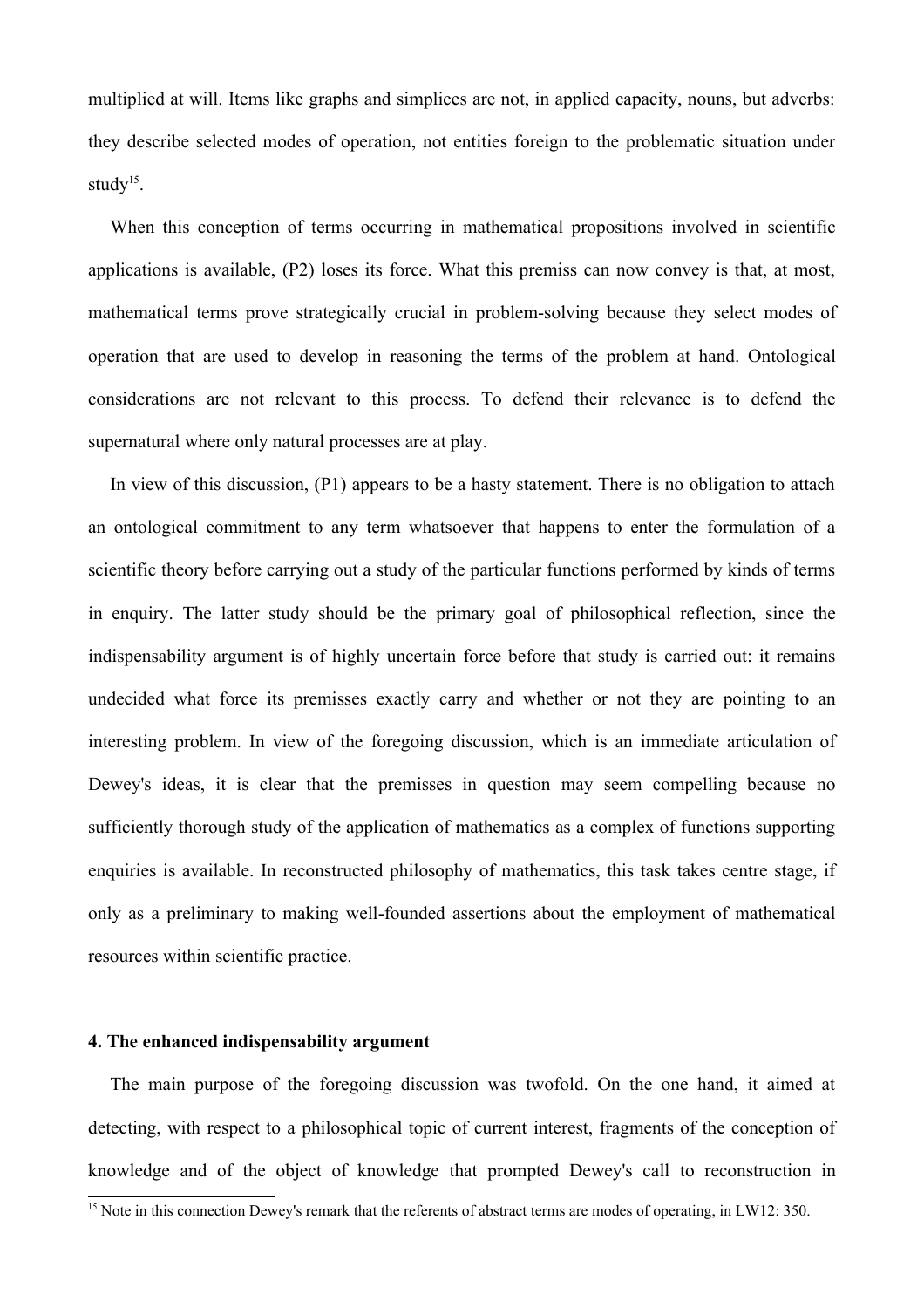multiplied at will. Items like graphs and simplices are not, in applied capacity, nouns, but adverbs: they describe selected modes of operation, not entities foreign to the problematic situation under study[15].

When this conception of terms occurring in mathematical propositions involved in scientific applications is available, (P2) loses its force. What this premiss can now convey is that, at most, mathematical terms prove strategically crucial in problem-solving because they select modes of operation that are used to develop in reasoning the terms of the problem at hand. Ontological considerations are not relevant to this process. To defend their relevance is to defend the supernatural where only natural processes are at play.

In view of this discussion, (P1) appears to be a hasty statement. There is no obligation to attach an ontological commitment to any term whatsoever that happens to enter the formulation of a scientific theory before carrying out a study of the particular functions performed by kinds of terms in enquiry. The latter study should be the primary goal of philosophical reflection, since the indispensability argument is of highly uncertain force before that study is carried out: it remains undecided what force its premisses exactly carry and whether or not they are pointing to an interesting problem. In view of the foregoing discussion, which is an immediate articulation of Dewey's ideas, it is clear that the premisses in question may seem compelling because no sufficiently thorough study of the application of mathematics as a complex of functions supporting enquiries is available. In reconstructed philosophy of mathematics, this task takes centre stage, if only as a preliminary to making well-founded assertions about the employment of mathematical resources within scientific practice.

## 4. The enhanced indispensability argument

The main purpose of the foregoing discussion was twofold. On the one hand, it aimed at detecting, with respect to a philosophical topic of current interest, fragments of the conception of knowledge and of the object of knowledge that prompted Dewey's call to reconstruction in

[15] Note in this connection Dewey's remark that the referents of abstract terms are modes of operating, in LW12: 350.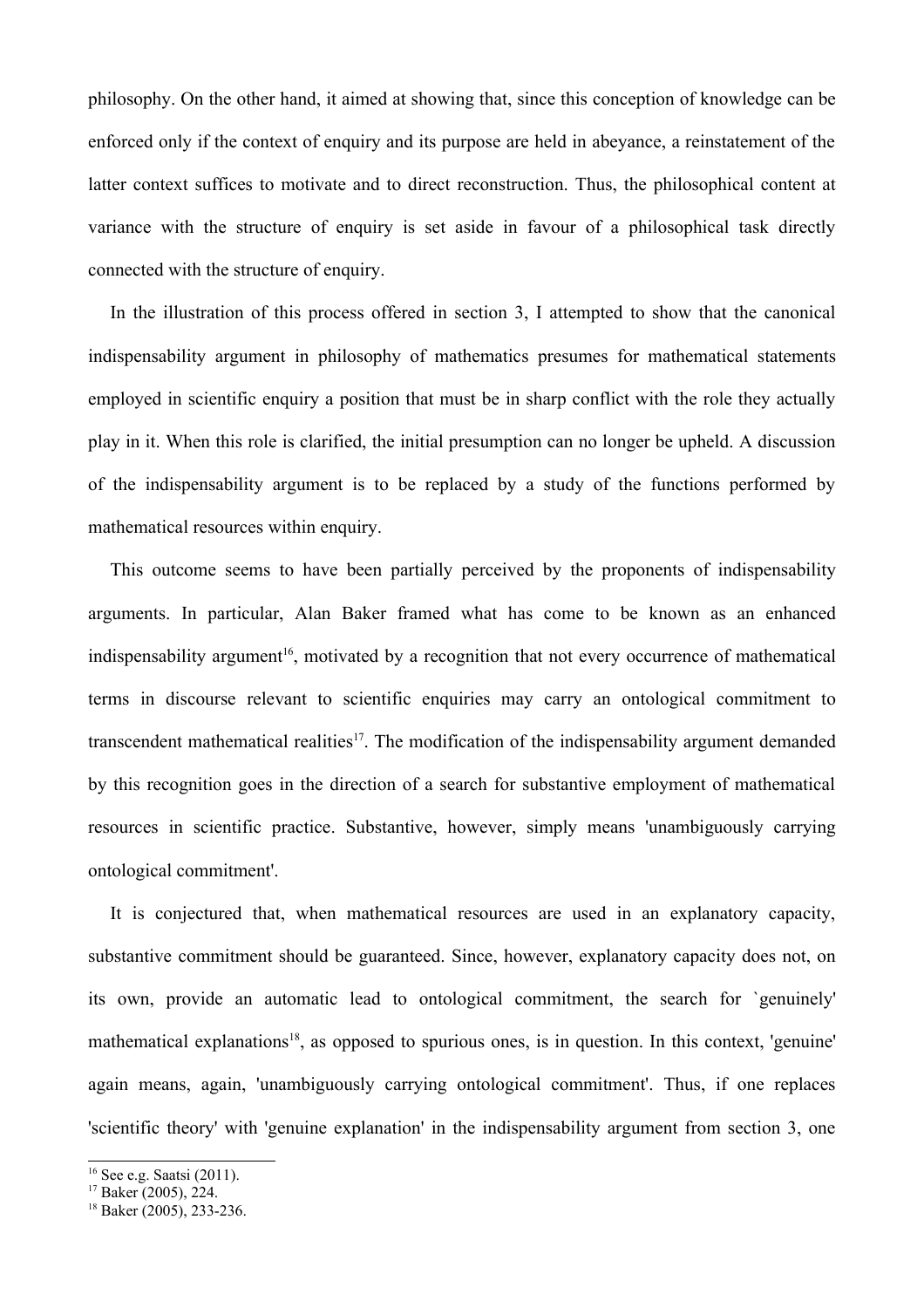philosophy. On the other hand, it aimed at showing that, since this conception of knowledge can be enforced only if the context of enquiry and its purpose are held in abeyance, a reinstatement of the latter context suffices to motivate and to direct reconstruction. Thus, the philosophical content at variance with the structure of enquiry is set aside in favour of a philosophical task directly connected with the structure of enquiry.

In the illustration of this process offered in section 3, I attempted to show that the canonical indispensability argument in philosophy of mathematics presumes for mathematical statements employed in scientific enquiry a position that must be in sharp conflict with the role they actually play in it. When this role is clarified, the initial presumption can no longer be upheld. A discussion of the indispensability argument is to be replaced by a study of the functions performed by mathematical resources within enquiry.

This outcome seems to have been partially perceived by the proponents of indispensability arguments. In particular, Alan Baker framed what has come to be known as an enhanced indispensability argument[16], motivated by a recognition that not every occurrence of mathematical terms in discourse relevant to scientific enquiries may carry an ontological commitment to transcendent mathematical realities[17]. The modification of the indispensability argument demanded by this recognition goes in the direction of a search for substantive employment of mathematical resources in scientific practice. Substantive, however, simply means 'unambiguously carrying ontological commitment'.

It is conjectured that, when mathematical resources are used in an explanatory capacity, substantive commitment should be guaranteed. Since, however, explanatory capacity does not, on its own, provide an automatic lead to ontological commitment, the search for `genuinely' mathematical explanations[18], as opposed to spurious ones, is in question. In this context, 'genuine' again means, again, 'unambiguously carrying ontological commitment'. Thus, if one replaces 'scientific theory' with 'genuine explanation' in the indispensability argument from section 3, one

[16] See e.g. Saatsi (2011).
[17] Baker (2005), 224.
[18] Baker (2005), 233-236.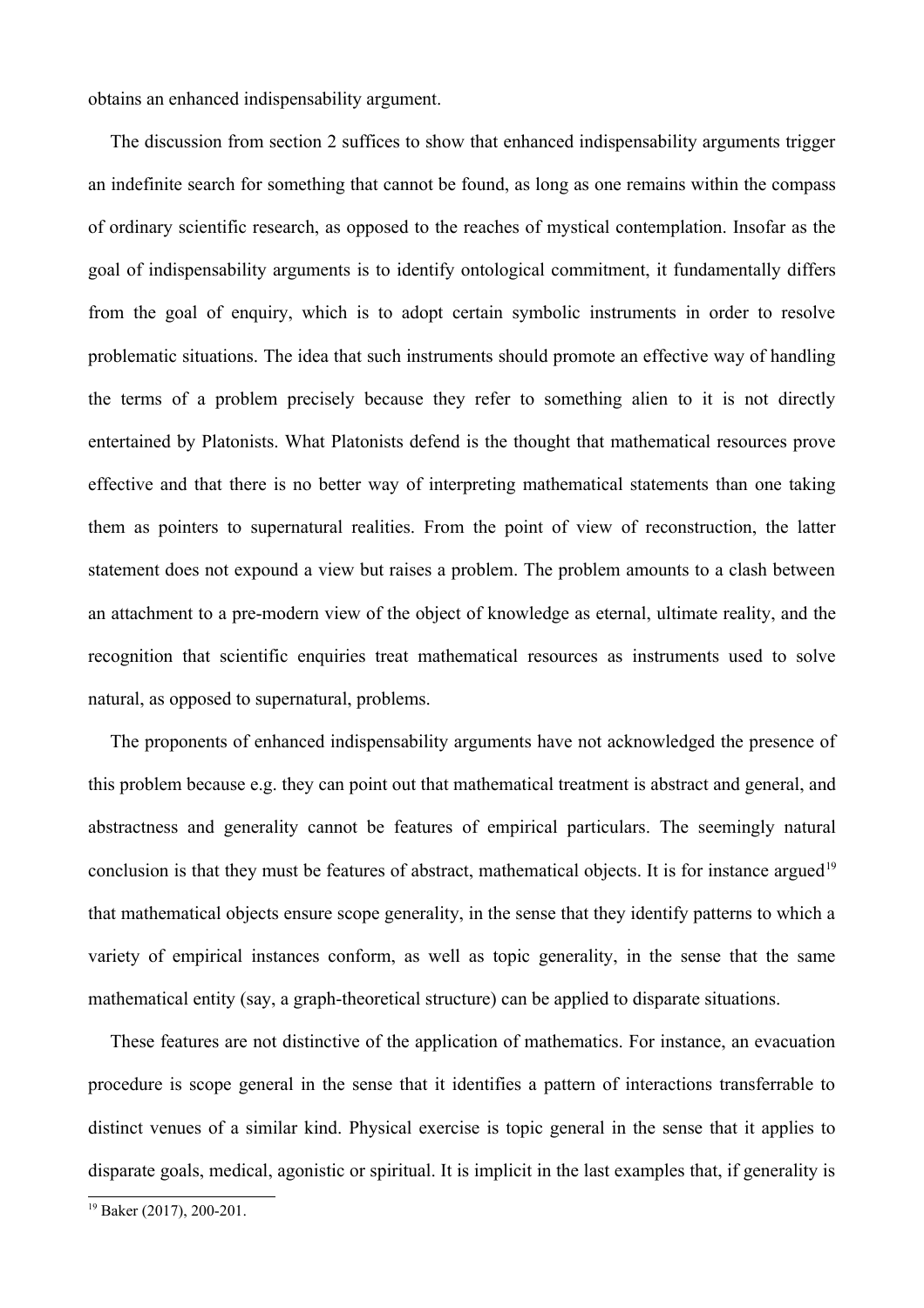obtains an enhanced indispensability argument.

The discussion from section 2 suffices to show that enhanced indispensability arguments trigger an indefinite search for something that cannot be found, as long as one remains within the compass of ordinary scientific research, as opposed to the reaches of mystical contemplation. Insofar as the goal of indispensability arguments is to identify ontological commitment, it fundamentally differs from the goal of enquiry, which is to adopt certain symbolic instruments in order to resolve problematic situations. The idea that such instruments should promote an effective way of handling the terms of a problem precisely because they refer to something alien to it is not directly entertained by Platonists. What Platonists defend is the thought that mathematical resources prove effective and that there is no better way of interpreting mathematical statements than one taking them as pointers to supernatural realities. From the point of view of reconstruction, the latter statement does not expound a view but raises a problem. The problem amounts to a clash between an attachment to a pre-modern view of the object of knowledge as eternal, ultimate reality, and the recognition that scientific enquiries treat mathematical resources as instruments used to solve natural, as opposed to supernatural, problems.

The proponents of enhanced indispensability arguments have not acknowledged the presence of this problem because e.g. they can point out that mathematical treatment is abstract and general, and abstractness and generality cannot be features of empirical particulars. The seemingly natural conclusion is that they must be features of abstract, mathematical objects. It is for instance argued[19] that mathematical objects ensure scope generality, in the sense that they identify patterns to which a variety of empirical instances conform, as well as topic generality, in the sense that the same mathematical entity (say, a graph-theoretical structure) can be applied to disparate situations.

These features are not distinctive of the application of mathematics. For instance, an evacuation procedure is scope general in the sense that it identifies a pattern of interactions transferrable to distinct venues of a similar kind. Physical exercise is topic general in the sense that it applies to disparate goals, medical, agonistic or spiritual. It is implicit in the last examples that, if generality is

[19] Baker (2017), 200-201.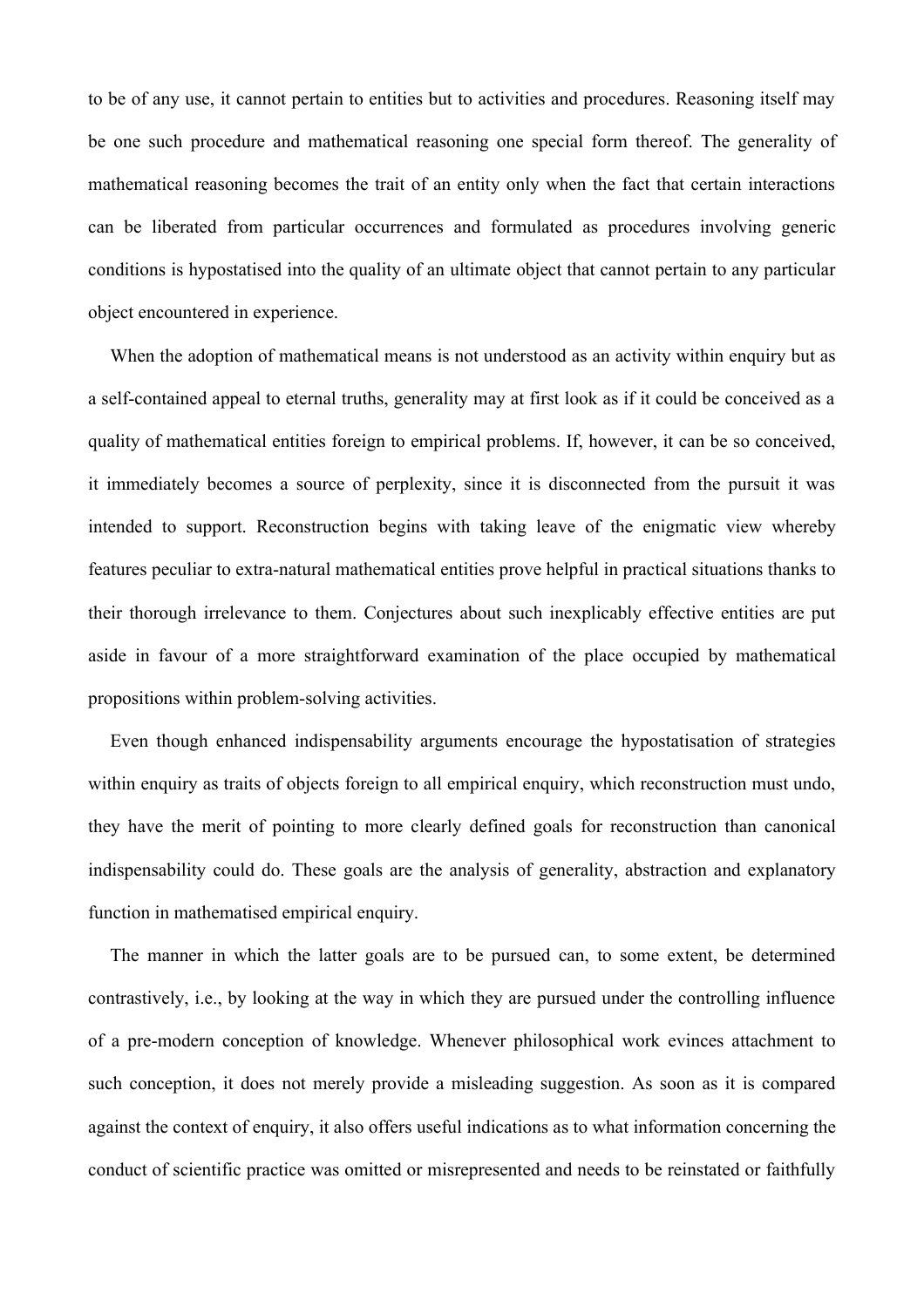to be of any use, it cannot pertain to entities but to activities and procedures. Reasoning itself may be one such procedure and mathematical reasoning one special form thereof. The generality of mathematical reasoning becomes the trait of an entity only when the fact that certain interactions can be liberated from particular occurrences and formulated as procedures involving generic conditions is hypostatised into the quality of an ultimate object that cannot pertain to any particular object encountered in experience.

When the adoption of mathematical means is not understood as an activity within enquiry but as a self-contained appeal to eternal truths, generality may at first look as if it could be conceived as a quality of mathematical entities foreign to empirical problems. If, however, it can be so conceived, it immediately becomes a source of perplexity, since it is disconnected from the pursuit it was intended to support. Reconstruction begins with taking leave of the enigmatic view whereby features peculiar to extra-natural mathematical entities prove helpful in practical situations thanks to their thorough irrelevance to them. Conjectures about such inexplicably effective entities are put aside in favour of a more straightforward examination of the place occupied by mathematical propositions within problem-solving activities.

Even though enhanced indispensability arguments encourage the hypostatisation of strategies within enquiry as traits of objects foreign to all empirical enquiry, which reconstruction must undo, they have the merit of pointing to more clearly defined goals for reconstruction than canonical indispensability could do. These goals are the analysis of generality, abstraction and explanatory function in mathematised empirical enquiry.

The manner in which the latter goals are to be pursued can, to some extent, be determined contrastively, i.e., by looking at the way in which they are pursued under the controlling influence of a pre-modern conception of knowledge. Whenever philosophical work evinces attachment to such conception, it does not merely provide a misleading suggestion. As soon as it is compared against the context of enquiry, it also offers useful indications as to what information concerning the conduct of scientific practice was omitted or misrepresented and needs to be reinstated or faithfully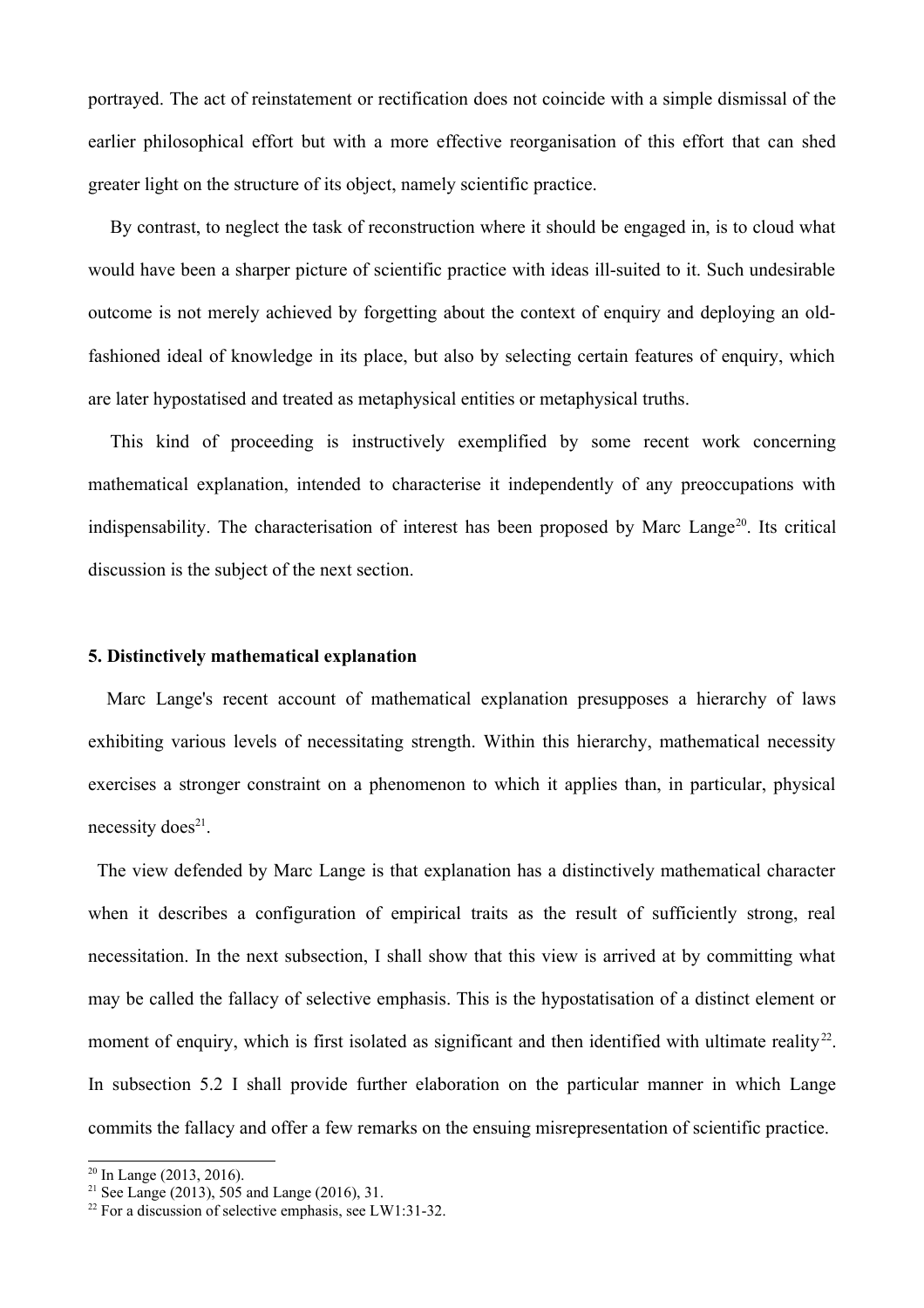portrayed. The act of reinstatement or rectification does not coincide with a simple dismissal of the earlier philosophical effort but with a more effective reorganisation of this effort that can shed greater light on the structure of its object, namely scientific practice.

By contrast, to neglect the task of reconstruction where it should be engaged in, is to cloud what would have been a sharper picture of scientific practice with ideas ill-suited to it. Such undesirable outcome is not merely achieved by forgetting about the context of enquiry and deploying an old-fashioned ideal of knowledge in its place, but also by selecting certain features of enquiry, which are later hypostatised and treated as metaphysical entities or metaphysical truths.

This kind of proceeding is instructively exemplified by some recent work concerning mathematical explanation, intended to characterise it independently of any preoccupations with indispensability. The characterisation of interest has been proposed by Marc Lange[20]. Its critical discussion is the subject of the next section.

## 5. Distinctively mathematical explanation

Marc Lange's recent account of mathematical explanation presupposes a hierarchy of laws exhibiting various levels of necessitating strength. Within this hierarchy, mathematical necessity exercises a stronger constraint on a phenomenon to which it applies than, in particular, physical necessity does[21].

The view defended by Marc Lange is that explanation has a distinctively mathematical character when it describes a configuration of empirical traits as the result of sufficiently strong, real necessitation. In the next subsection, I shall show that this view is arrived at by committing what may be called the fallacy of selective emphasis. This is the hypostatisation of a distinct element or moment of enquiry, which is first isolated as significant and then identified with ultimate reality[22]. In subsection 5.2 I shall provide further elaboration on the particular manner in which Lange commits the fallacy and offer a few remarks on the ensuing misrepresentation of scientific practice.

[20] In Lange (2013, 2016).

[21] See Lange (2013), 505 and Lange (2016), 31.

[22] For a discussion of selective emphasis, see LW1:31-32.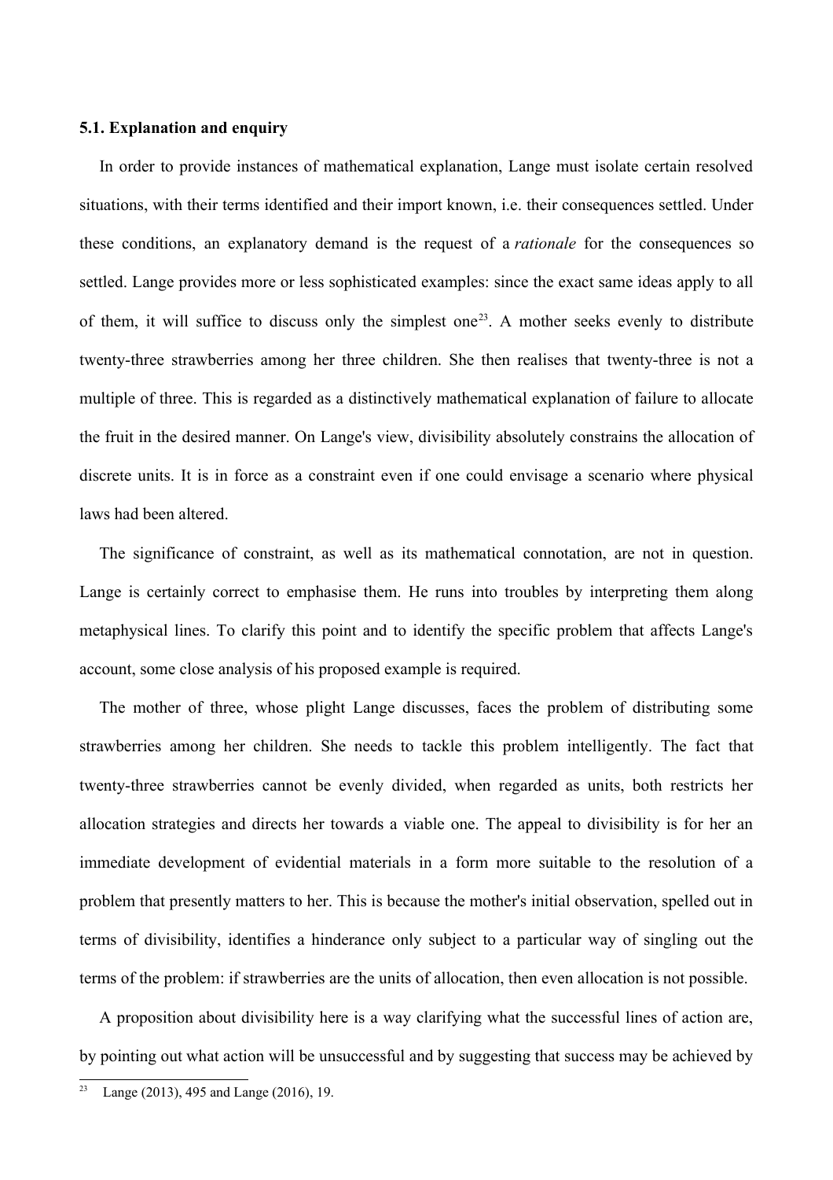### 5.1. Explanation and enquiry

In order to provide instances of mathematical explanation, Lange must isolate certain resolved situations, with their terms identified and their import known, i.e. their consequences settled. Under these conditions, an explanatory demand is the request of a *rationale* for the consequences so settled. Lange provides more or less sophisticated examples: since the exact same ideas apply to all of them, it will suffice to discuss only the simplest one[23]. A mother seeks evenly to distribute twenty-three strawberries among her three children. She then realises that twenty-three is not a multiple of three. This is regarded as a distinctively mathematical explanation of failure to allocate the fruit in the desired manner. On Lange's view, divisibility absolutely constrains the allocation of discrete units. It is in force as a constraint even if one could envisage a scenario where physical laws had been altered.

The significance of constraint, as well as its mathematical connotation, are not in question. Lange is certainly correct to emphasise them. He runs into troubles by interpreting them along metaphysical lines. To clarify this point and to identify the specific problem that affects Lange's account, some close analysis of his proposed example is required.

The mother of three, whose plight Lange discusses, faces the problem of distributing some strawberries among her children. She needs to tackle this problem intelligently. The fact that twenty-three strawberries cannot be evenly divided, when regarded as units, both restricts her allocation strategies and directs her towards a viable one. The appeal to divisibility is for her an immediate development of evidential materials in a form more suitable to the resolution of a problem that presently matters to her. This is because the mother's initial observation, spelled out in terms of divisibility, identifies a hinderance only subject to a particular way of singling out the terms of the problem: if strawberries are the units of allocation, then even allocation is not possible.

A proposition about divisibility here is a way clarifying what the successful lines of action are, by pointing out what action will be unsuccessful and by suggesting that success may be achieved by

[23] Lange (2013), 495 and Lange (2016), 19.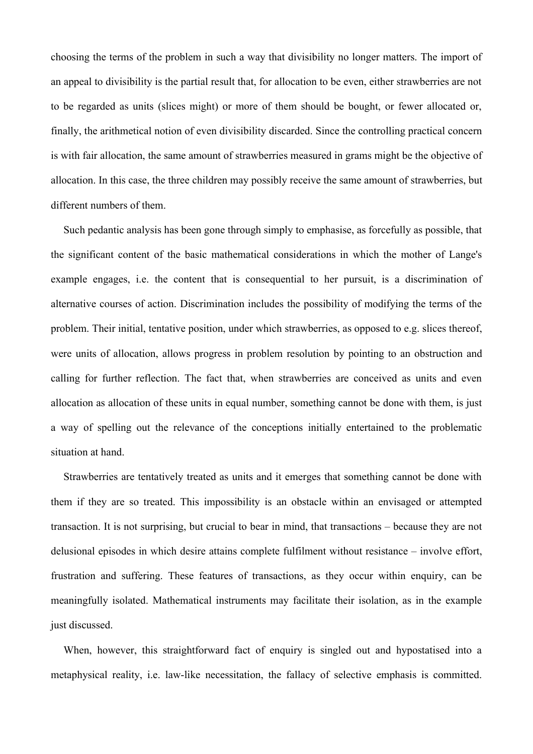choosing the terms of the problem in such a way that divisibility no longer matters. The import of an appeal to divisibility is the partial result that, for allocation to be even, either strawberries are not to be regarded as units (slices might) or more of them should be bought, or fewer allocated or, finally, the arithmetical notion of even divisibility discarded. Since the controlling practical concern is with fair allocation, the same amount of strawberries measured in grams might be the objective of allocation. In this case, the three children may possibly receive the same amount of strawberries, but different numbers of them.

Such pedantic analysis has been gone through simply to emphasise, as forcefully as possible, that the significant content of the basic mathematical considerations in which the mother of Lange's example engages, i.e. the content that is consequential to her pursuit, is a discrimination of alternative courses of action. Discrimination includes the possibility of modifying the terms of the problem. Their initial, tentative position, under which strawberries, as opposed to e.g. slices thereof, were units of allocation, allows progress in problem resolution by pointing to an obstruction and calling for further reflection. The fact that, when strawberries are conceived as units and even allocation as allocation of these units in equal number, something cannot be done with them, is just a way of spelling out the relevance of the conceptions initially entertained to the problematic situation at hand.

Strawberries are tentatively treated as units and it emerges that something cannot be done with them if they are so treated. This impossibility is an obstacle within an envisaged or attempted transaction. It is not surprising, but crucial to bear in mind, that transactions – because they are not delusional episodes in which desire attains complete fulfilment without resistance – involve effort, frustration and suffering. These features of transactions, as they occur within enquiry, can be meaningfully isolated. Mathematical instruments may facilitate their isolation, as in the example just discussed.

When, however, this straightforward fact of enquiry is singled out and hypostatised into a metaphysical reality, i.e. law-like necessitation, the fallacy of selective emphasis is committed.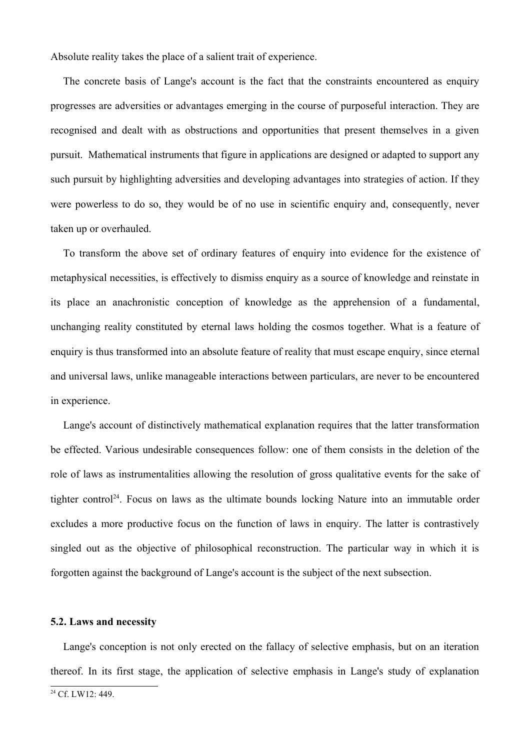Absolute reality takes the place of a salient trait of experience.

The concrete basis of Lange's account is the fact that the constraints encountered as enquiry progresses are adversities or advantages emerging in the course of purposeful interaction. They are recognised and dealt with as obstructions and opportunities that present themselves in a given pursuit. Mathematical instruments that figure in applications are designed or adapted to support any such pursuit by highlighting adversities and developing advantages into strategies of action. If they were powerless to do so, they would be of no use in scientific enquiry and, consequently, never taken up or overhauled.

To transform the above set of ordinary features of enquiry into evidence for the existence of metaphysical necessities, is effectively to dismiss enquiry as a source of knowledge and reinstate in its place an anachronistic conception of knowledge as the apprehension of a fundamental, unchanging reality constituted by eternal laws holding the cosmos together. What is a feature of enquiry is thus transformed into an absolute feature of reality that must escape enquiry, since eternal and universal laws, unlike manageable interactions between particulars, are never to be encountered in experience.

Lange's account of distinctively mathematical explanation requires that the latter transformation be effected. Various undesirable consequences follow: one of them consists in the deletion of the role of laws as instrumentalities allowing the resolution of gross qualitative events for the sake of tighter control[24]. Focus on laws as the ultimate bounds locking Nature into an immutable order excludes a more productive focus on the function of laws in enquiry. The latter is contrastively singled out as the objective of philosophical reconstruction. The particular way in which it is forgotten against the background of Lange's account is the subject of the next subsection.

### 5.2. Laws and necessity

Lange's conception is not only erected on the fallacy of selective emphasis, but on an iteration thereof. In its first stage, the application of selective emphasis in Lange's study of explanation

[24] Cf. LW12: 449.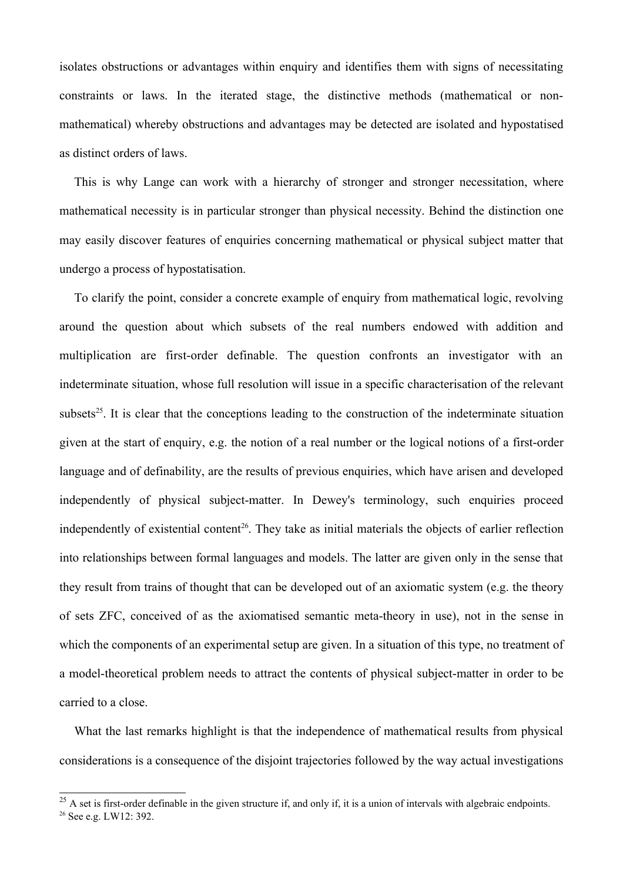isolates obstructions or advantages within enquiry and identifies them with signs of necessitating constraints or laws. In the iterated stage, the distinctive methods (mathematical or non-mathematical) whereby obstructions and advantages may be detected are isolated and hypostatised as distinct orders of laws.

This is why Lange can work with a hierarchy of stronger and stronger necessitation, where mathematical necessity is in particular stronger than physical necessity. Behind the distinction one may easily discover features of enquiries concerning mathematical or physical subject matter that undergo a process of hypostatisation.

To clarify the point, consider a concrete example of enquiry from mathematical logic, revolving around the question about which subsets of the real numbers endowed with addition and multiplication are first-order definable. The question confronts an investigator with an indeterminate situation, whose full resolution will issue in a specific characterisation of the relevant subsets[25]. It is clear that the conceptions leading to the construction of the indeterminate situation given at the start of enquiry, e.g. the notion of a real number or the logical notions of a first-order language and of definability, are the results of previous enquiries, which have arisen and developed independently of physical subject-matter. In Dewey's terminology, such enquiries proceed independently of existential content[26]. They take as initial materials the objects of earlier reflection into relationships between formal languages and models. The latter are given only in the sense that they result from trains of thought that can be developed out of an axiomatic system (e.g. the theory of sets ZFC, conceived of as the axiomatised semantic meta-theory in use), not in the sense in which the components of an experimental setup are given. In a situation of this type, no treatment of a model-theoretical problem needs to attract the contents of physical subject-matter in order to be carried to a close.

What the last remarks highlight is that the independence of mathematical results from physical considerations is a consequence of the disjoint trajectories followed by the way actual investigations

---

[25] A set is first-order definable in the given structure if, and only if, it is a union of intervals with algebraic endpoints.

[26] See e.g. LW12: 392.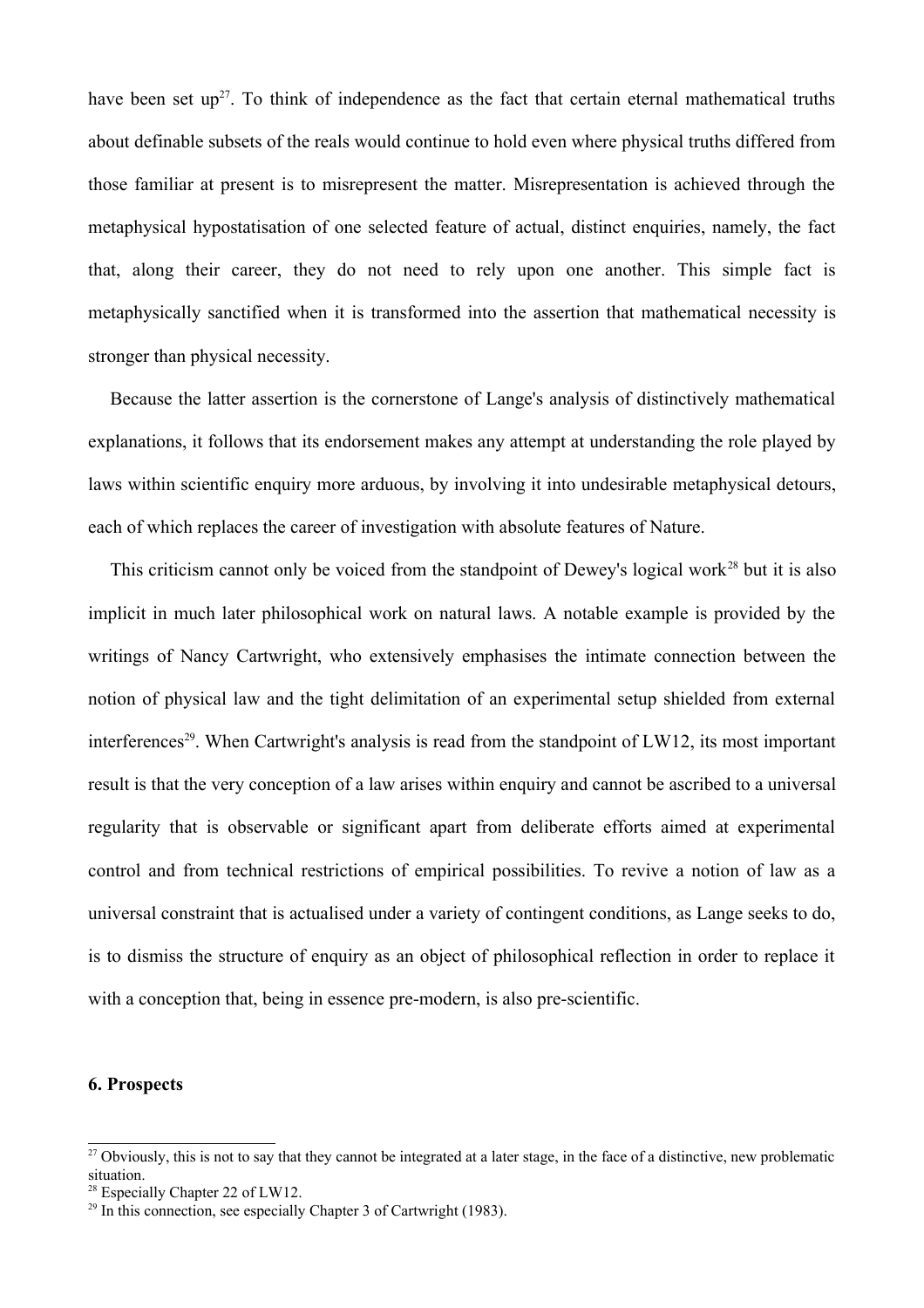have been set up[27]. To think of independence as the fact that certain eternal mathematical truths about definable subsets of the reals would continue to hold even where physical truths differed from those familiar at present is to misrepresent the matter. Misrepresentation is achieved through the metaphysical hypostatisation of one selected feature of actual, distinct enquiries, namely, the fact that, along their career, they do not need to rely upon one another. This simple fact is metaphysically sanctified when it is transformed into the assertion that mathematical necessity is stronger than physical necessity.

Because the latter assertion is the cornerstone of Lange's analysis of distinctively mathematical explanations, it follows that its endorsement makes any attempt at understanding the role played by laws within scientific enquiry more arduous, by involving it into undesirable metaphysical detours, each of which replaces the career of investigation with absolute features of Nature.

This criticism cannot only be voiced from the standpoint of Dewey's logical work[28] but it is also implicit in much later philosophical work on natural laws. A notable example is provided by the writings of Nancy Cartwright, who extensively emphasises the intimate connection between the notion of physical law and the tight delimitation of an experimental setup shielded from external interferences[29]. When Cartwright's analysis is read from the standpoint of LW12, its most important result is that the very conception of a law arises within enquiry and cannot be ascribed to a universal regularity that is observable or significant apart from deliberate efforts aimed at experimental control and from technical restrictions of empirical possibilities. To revive a notion of law as a universal constraint that is actualised under a variety of contingent conditions, as Lange seeks to do, is to dismiss the structure of enquiry as an object of philosophical reflection in order to replace it with a conception that, being in essence pre-modern, is also pre-scientific.

## 6. Prospects

---

[27] Obviously, this is not to say that they cannot be integrated at a later stage, in the face of a distinctive, new problematic situation.

[28] Especially Chapter 22 of LW12.

[29] In this connection, see especially Chapter 3 of Cartwright (1983).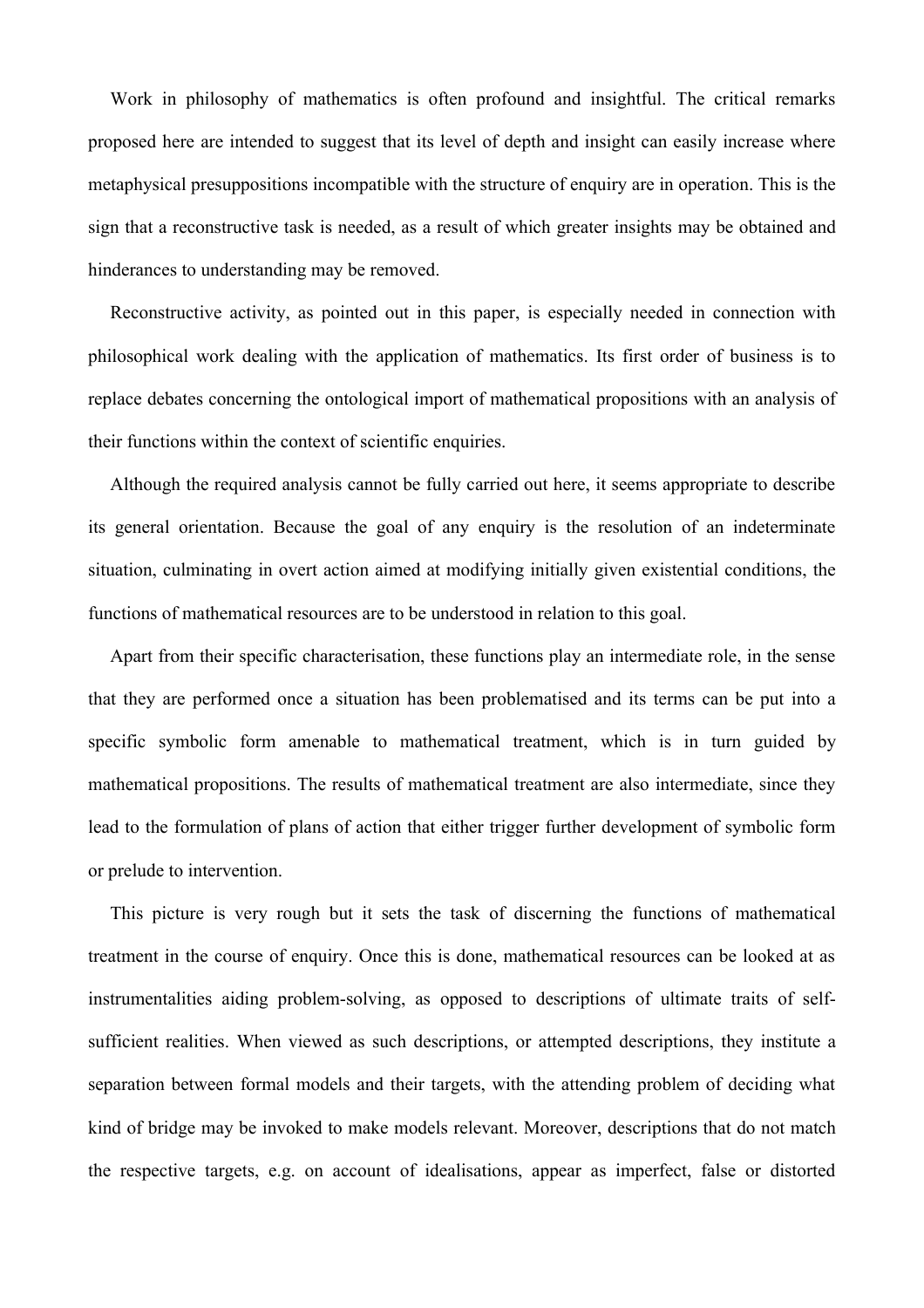Work in philosophy of mathematics is often profound and insightful. The critical remarks proposed here are intended to suggest that its level of depth and insight can easily increase where metaphysical presuppositions incompatible with the structure of enquiry are in operation. This is the sign that a reconstructive task is needed, as a result of which greater insights may be obtained and hinderances to understanding may be removed.

Reconstructive activity, as pointed out in this paper, is especially needed in connection with philosophical work dealing with the application of mathematics. Its first order of business is to replace debates concerning the ontological import of mathematical propositions with an analysis of their functions within the context of scientific enquiries.

Although the required analysis cannot be fully carried out here, it seems appropriate to describe its general orientation. Because the goal of any enquiry is the resolution of an indeterminate situation, culminating in overt action aimed at modifying initially given existential conditions, the functions of mathematical resources are to be understood in relation to this goal.

Apart from their specific characterisation, these functions play an intermediate role, in the sense that they are performed once a situation has been problematised and its terms can be put into a specific symbolic form amenable to mathematical treatment, which is in turn guided by mathematical propositions. The results of mathematical treatment are also intermediate, since they lead to the formulation of plans of action that either trigger further development of symbolic form or prelude to intervention.

This picture is very rough but it sets the task of discerning the functions of mathematical treatment in the course of enquiry. Once this is done, mathematical resources can be looked at as instrumentalities aiding problem-solving, as opposed to descriptions of ultimate traits of self-sufficient realities. When viewed as such descriptions, or attempted descriptions, they institute a separation between formal models and their targets, with the attending problem of deciding what kind of bridge may be invoked to make models relevant. Moreover, descriptions that do not match the respective targets, e.g. on account of idealisations, appear as imperfect, false or distorted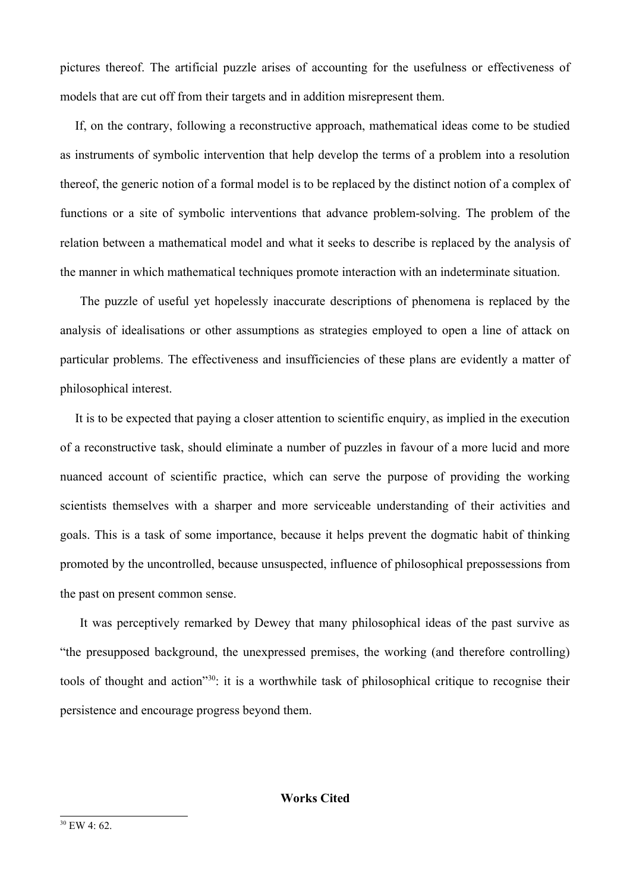pictures thereof. The artificial puzzle arises of accounting for the usefulness or effectiveness of models that are cut off from their targets and in addition misrepresent them.

If, on the contrary, following a reconstructive approach, mathematical ideas come to be studied as instruments of symbolic intervention that help develop the terms of a problem into a resolution thereof, the generic notion of a formal model is to be replaced by the distinct notion of a complex of functions or a site of symbolic interventions that advance problem-solving. The problem of the relation between a mathematical model and what it seeks to describe is replaced by the analysis of the manner in which mathematical techniques promote interaction with an indeterminate situation.

The puzzle of useful yet hopelessly inaccurate descriptions of phenomena is replaced by the analysis of idealisations or other assumptions as strategies employed to open a line of attack on particular problems. The effectiveness and insufficiencies of these plans are evidently a matter of philosophical interest.

It is to be expected that paying a closer attention to scientific enquiry, as implied in the execution of a reconstructive task, should eliminate a number of puzzles in favour of a more lucid and more nuanced account of scientific practice, which can serve the purpose of providing the working scientists themselves with a sharper and more serviceable understanding of their activities and goals. This is a task of some importance, because it helps prevent the dogmatic habit of thinking promoted by the uncontrolled, because unsuspected, influence of philosophical prepossessions from the past on present common sense.

It was perceptively remarked by Dewey that many philosophical ideas of the past survive as "the presupposed background, the unexpressed premises, the working (and therefore controlling) tools of thought and action"[30]: it is a worthwhile task of philosophical critique to recognise their persistence and encourage progress beyond them.

## Works Cited

[30] EW 4: 62.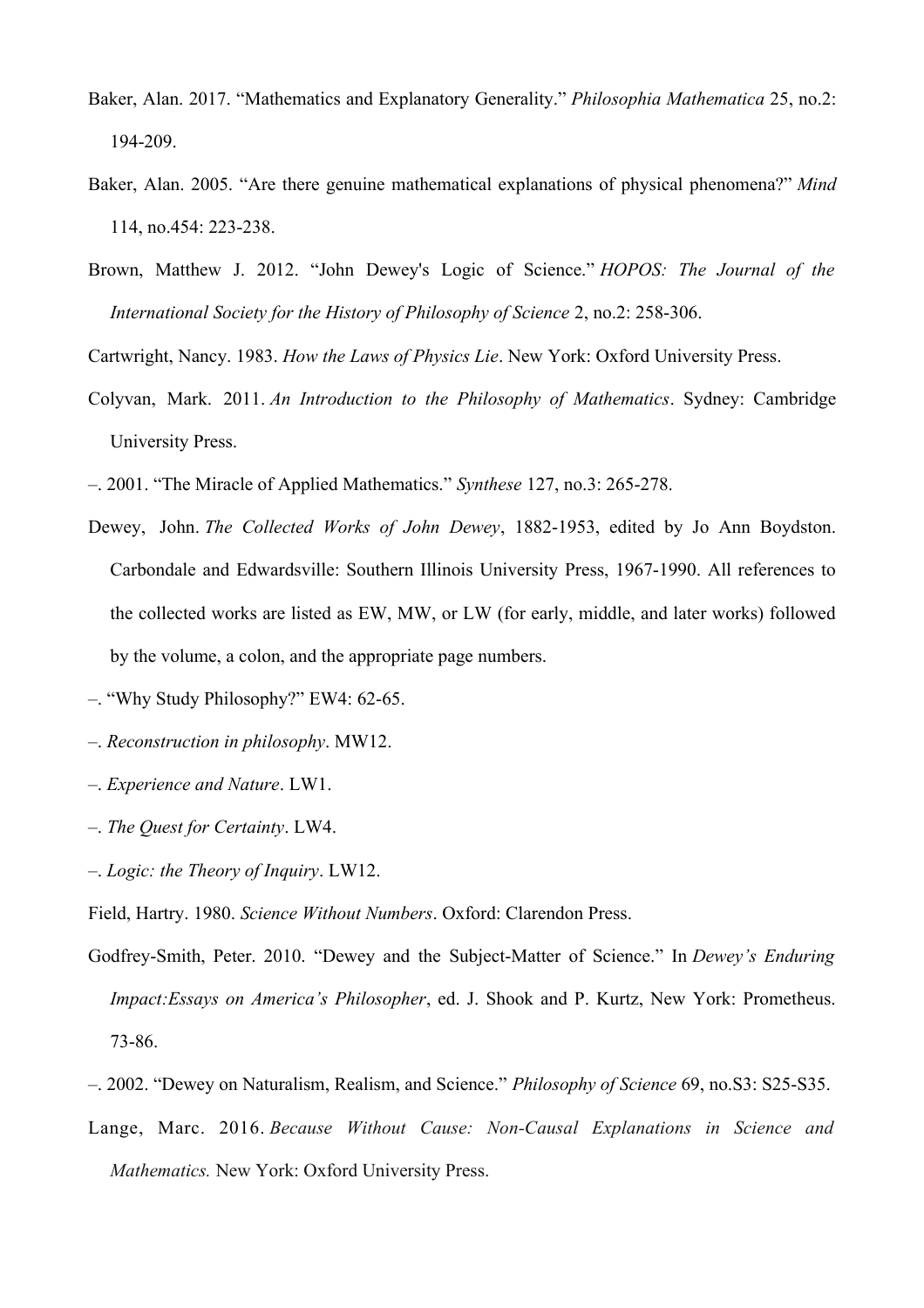Baker, Alan. 2017. “Mathematics and Explanatory Generality.” *Philosophia Mathematica* 25, no.2: 194-209.

Baker, Alan. 2005. “Are there genuine mathematical explanations of physical phenomena?” *Mind* 114, no.454: 223-238.

Brown, Matthew J. 2012. “John Dewey's Logic of Science.” *HOPOS: The Journal of the International Society for the History of Philosophy of Science* 2, no.2: 258-306.

Cartwright, Nancy. 1983. *How the Laws of Physics Lie*. New York: Oxford University Press.

Colyvan, Mark. 2011. *An Introduction to the Philosophy of Mathematics*. Sydney: Cambridge University Press.

–. 2001. “The Miracle of Applied Mathematics.” *Synthese* 127, no.3: 265-278.

Dewey, John. *The Collected Works of John Dewey*, 1882-1953, edited by Jo Ann Boydston. Carbondale and Edwardsville: Southern Illinois University Press, 1967-1990. All references to the collected works are listed as EW, MW, or LW (for early, middle, and later works) followed by the volume, a colon, and the appropriate page numbers.

–. “Why Study Philosophy?” EW4: 62-65.

–. *Reconstruction in philosophy*. MW12.

–. *Experience and Nature*. LW1.

–. *The Quest for Certainty*. LW4.

–. *Logic: the Theory of Inquiry*. LW12.

Field, Hartry. 1980. *Science Without Numbers*. Oxford: Clarendon Press.

Godfrey-Smith, Peter. 2010. “Dewey and the Subject-Matter of Science.” In *Dewey’s Enduring Impact:Essays on America’s Philosopher*, ed. J. Shook and P. Kurtz, New York: Prometheus. 73-86.

–. 2002. “Dewey on Naturalism, Realism, and Science.” *Philosophy of Science* 69, no.S3: S25-S35.

Lange, Marc. 2016. *Because Without Cause: Non-Causal Explanations in Science and Mathematics.* New York: Oxford University Press.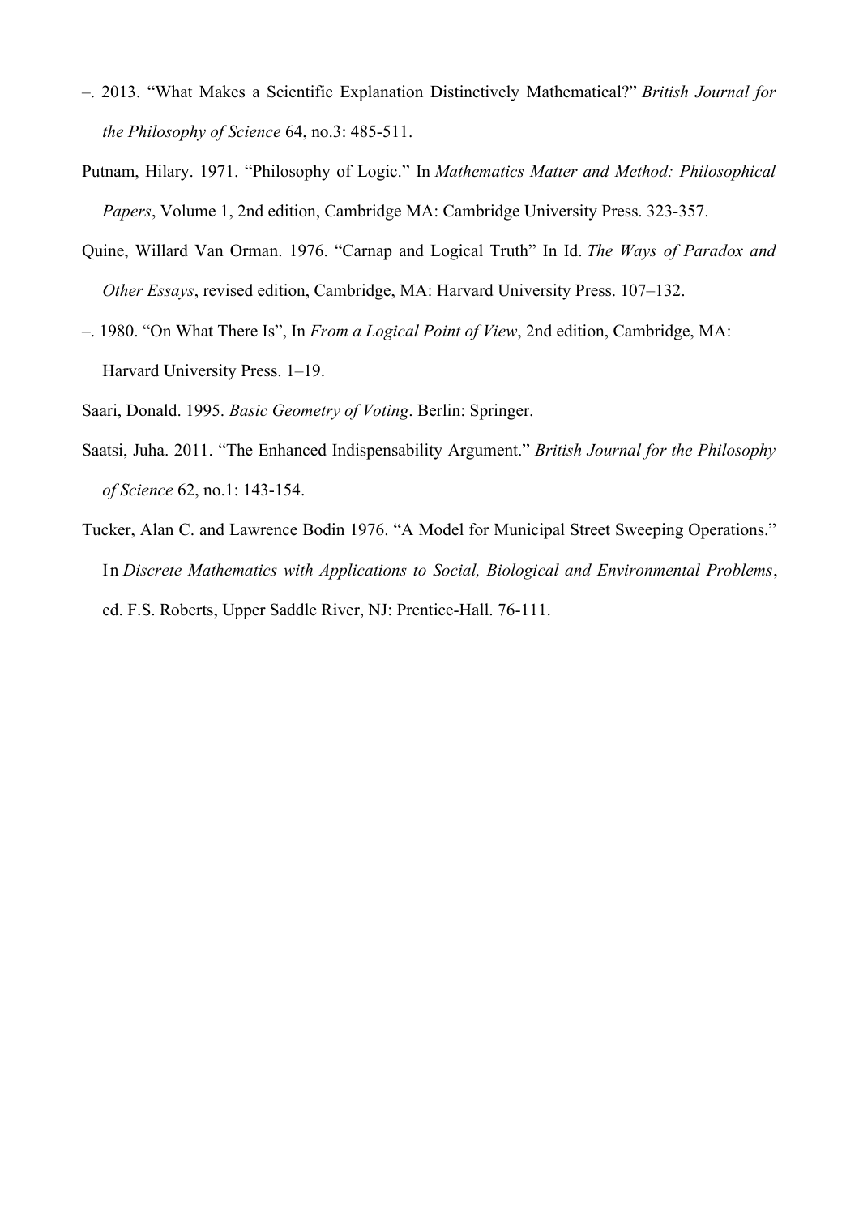–. 2013. "What Makes a Scientific Explanation Distinctively Mathematical?" *British Journal for the Philosophy of Science* 64, no.3: 485-511.

Putnam, Hilary. 1971. "Philosophy of Logic." In *Mathematics Matter and Method: Philosophical Papers*, Volume 1, 2nd edition, Cambridge MA: Cambridge University Press. 323-357.

Quine, Willard Van Orman. 1976. "Carnap and Logical Truth" In Id. *The Ways of Paradox and Other Essays*, revised edition, Cambridge, MA: Harvard University Press. 107–132.

–. 1980. "On What There Is", In *From a Logical Point of View*, 2nd edition, Cambridge, MA: Harvard University Press. 1–19.

Saari, Donald. 1995. *Basic Geometry of Voting*. Berlin: Springer.

Saatsi, Juha. 2011. "The Enhanced Indispensability Argument." *British Journal for the Philosophy of Science* 62, no.1: 143-154.

Tucker, Alan C. and Lawrence Bodin 1976. "A Model for Municipal Street Sweeping Operations." In *Discrete Mathematics with Applications to Social, Biological and Environmental Problems*, ed. F.S. Roberts, Upper Saddle River, NJ: Prentice-Hall. 76-111.